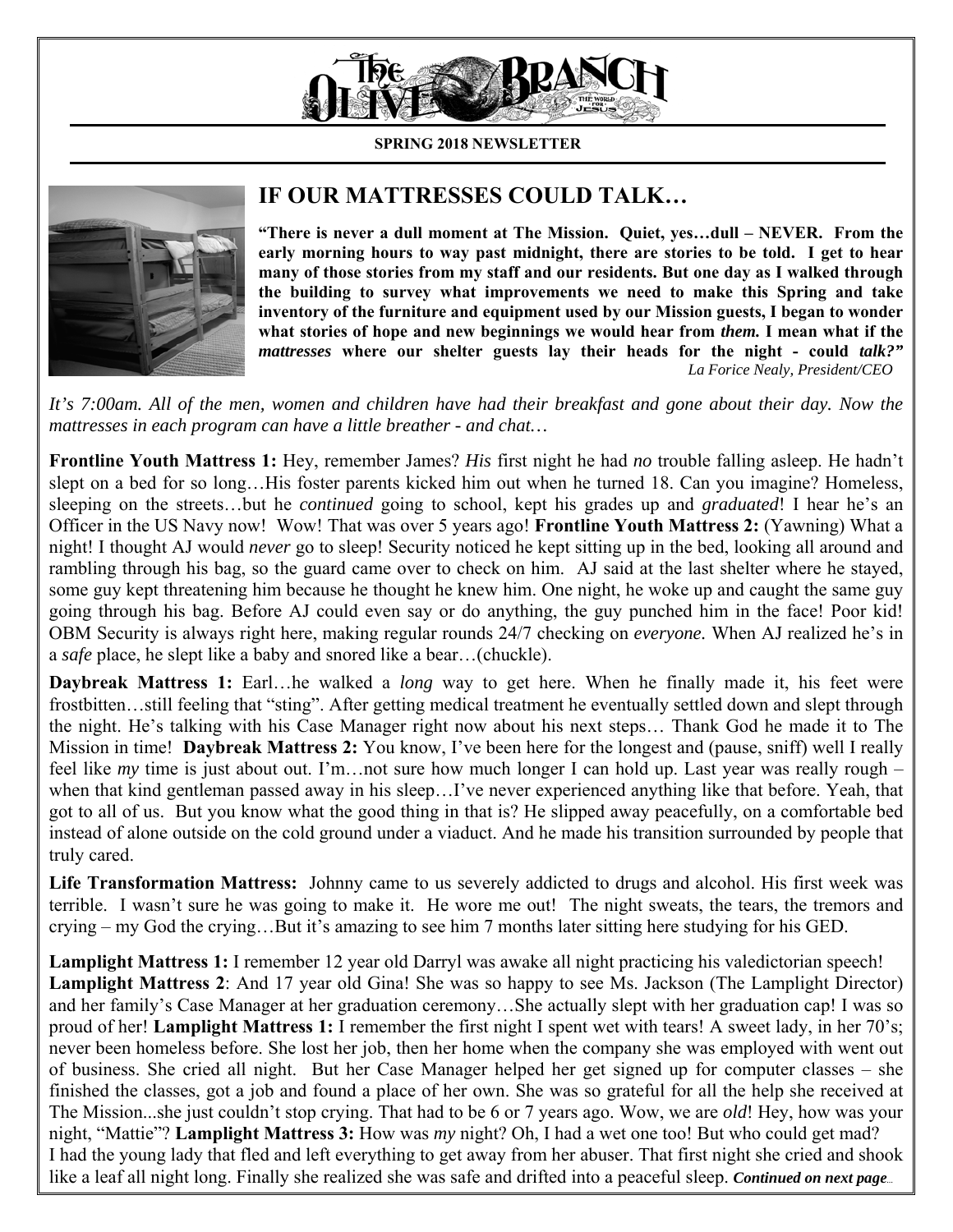**SPRING 2018 NEWSLETTER**

## IF OUR MATTRESSES COULD TALK…

**"There is never a dull moment at The Mission. Quiet, yes…dull – NEVER. From the early morning hours to way past midnight, there are stories to be told. I get to hear many of those stories from my staff and our residents. But one day as I walked through the building to survey what improvements we need to make this Spring and take inventory of the furniture and equipment used by our Mission guests, I began to wonder what stories of hope and new beginnings we would hear from *them.* I mean what if the *mattresses* where our shelter guests lay their heads for the night - could *talk?"***

*La Forice Nealy, President/CEO*

*It's 7:00am. All of the men, women and children have had their breakfast and gone about their day. Now the mattresses in each program can have a little breather - and chat…*

**Frontline Youth Mattress 1:** Hey, remember James? *His* first night he had *no* trouble falling asleep. He hadn't slept on a bed for so long…His foster parents kicked him out when he turned 18. Can you imagine? Homeless, sleeping on the streets…but he *continued* going to school, kept his grades up and *graduated*! I hear he's an Officer in the US Navy now! Wow! That was over 5 years ago! **Frontline Youth Mattress 2:** (Yawning) What a night! I thought AJ would *never* go to sleep! Security noticed he kept sitting up in the bed, looking all around and rambling through his bag, so the guard came over to check on him. AJ said at the last shelter where he stayed, some guy kept threatening him because he thought he knew him. One night, he woke up and caught the same guy going through his bag. Before AJ could even say or do anything, the guy punched him in the face! Poor kid! OBM Security is always right here, making regular rounds 24/7 checking on *everyone.* When AJ realized he's in a *safe* place, he slept like a baby and snored like a bear…(chuckle).

**Daybreak Mattress 1:** Earl…he walked a *long* way to get here. When he finally made it, his feet were frostbitten…still feeling that "sting". After getting medical treatment he eventually settled down and slept through the night. He's talking with his Case Manager right now about his next steps… Thank God he made it to The Mission in time! **Daybreak Mattress 2:** You know, I've been here for the longest and (pause, sniff) well I really feel like *my* time is just about out. I'm…not sure how much longer I can hold up. Last year was really rough – when that kind gentleman passed away in his sleep…I've never experienced anything like that before. Yeah, that got to all of us. But you know what the good thing in that is? He slipped away peacefully, on a comfortable bed instead of alone outside on the cold ground under a viaduct. And he made his transition surrounded by people that truly cared.

**Life Transformation Mattress:** Johnny came to us severely addicted to drugs and alcohol. His first week was terrible. I wasn't sure he was going to make it. He wore me out! The night sweats, the tears, the tremors and crying – my God the crying…But it's amazing to see him 7 months later sitting here studying for his GED.

**Lamplight Mattress 1:** I remember 12 year old Darryl was awake all night practicing his valedictorian speech! **Lamplight Mattress 2**: And 17 year old Gina! She was so happy to see Ms. Jackson (The Lamplight Director) and her family's Case Manager at her graduation ceremony…She actually slept with her graduation cap! I was so proud of her! **Lamplight Mattress 1:** I remember the first night I spent wet with tears! A sweet lady, in her 70's; never been homeless before. She lost her job, then her home when the company she was employed with went out of business. She cried all night. But her Case Manager helped her get signed up for computer classes – she finished the classes, got a job and found a place of her own. She was so grateful for all the help she received at The Mission...she just couldn't stop crying. That had to be 6 or 7 years ago. Wow, we are *old*! Hey, how was your night, "Mattie"? **Lamplight Mattress 3:** How was *my* night? Oh, I had a wet one too! But who could get mad? I had the young lady that fled and left everything to get away from her abuser. That first night she cried and shook like a leaf all night long. Finally she realized she was safe and drifted into a peaceful sleep. ***Continued on next page…***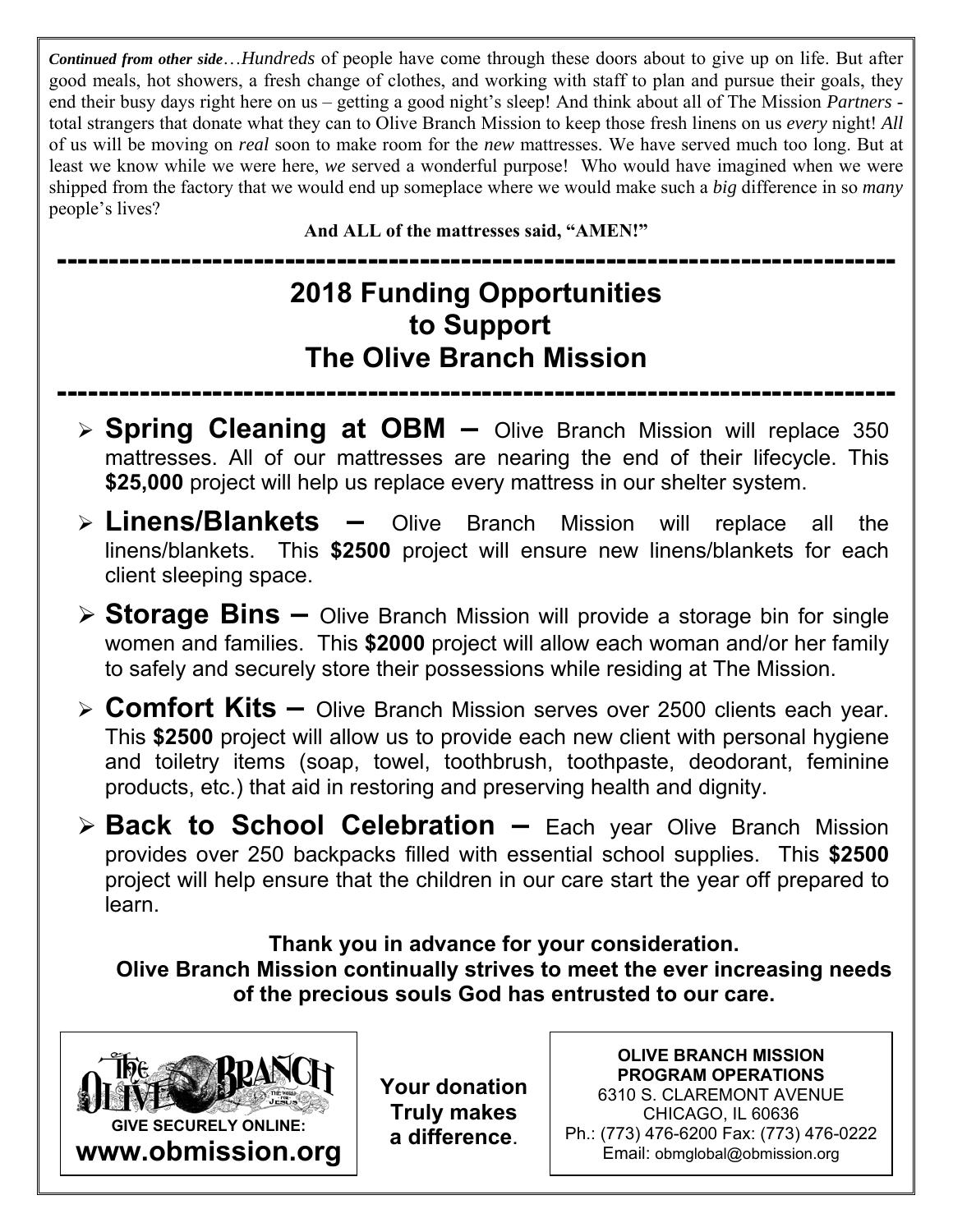***Continued from other side****…Hundreds* of people have come through these doors about to give up on life. But after good meals, hot showers, a fresh change of clothes, and working with staff to plan and pursue their goals, they end their busy days right here on us – getting a good night's sleep! And think about all of The Mission *Partners* - total strangers that donate what they can to Olive Branch Mission to keep those fresh linens on us *every* night! *All* of us will be moving on *real* soon to make room for the *new* mattresses. We have served much too long. But at least we know while we were here, *we* served a wonderful purpose! Who would have imagined when we were shipped from the factory that we would end up someplace where we would make such a *big* difference in so *many* people's lives?

**And ALL of the mattresses said, "AMEN!"**

---

# 2018 Funding Opportunities to Support The Olive Branch Mission

---

- **Spring Cleaning at OBM –** Olive Branch Mission will replace 350 mattresses. All of our mattresses are nearing the end of their lifecycle. This **$25,000** project will help us replace every mattress in our shelter system.
- **Linens/Blankets –** Olive Branch Mission will replace all the linens/blankets. This **$2500** project will ensure new linens/blankets for each client sleeping space.
- **Storage Bins –** Olive Branch Mission will provide a storage bin for single women and families. This **$2000** project will allow each woman and/or her family to safely and securely store their possessions while residing at The Mission.
- **Comfort Kits –** Olive Branch Mission serves over 2500 clients each year. This **$2500** project will allow us to provide each new client with personal hygiene and toiletry items (soap, towel, toothbrush, toothpaste, deodorant, feminine products, etc.) that aid in restoring and preserving health and dignity.
- **Back to School Celebration –** Each year Olive Branch Mission provides over 250 backpacks filled with essential school supplies. This **$2500** project will help ensure that the children in our care start the year off prepared to learn.

**Thank you in advance for your consideration.**
**Olive Branch Mission continually strives to meet the ever increasing needs of the precious souls God has entrusted to our care.**

The Olive Branch

**GIVE SECURELY ONLINE:**
**www.obmission.org**

**Your donation Truly makes a difference.**

**OLIVE BRANCH MISSION**
**PROGRAM OPERATIONS**
6310 S. CLAREMONT AVENUE
CHICAGO, IL 60636
Ph.: (773) 476-6200 Fax: (773) 476-0222
Email: obmglobal@obmission.org